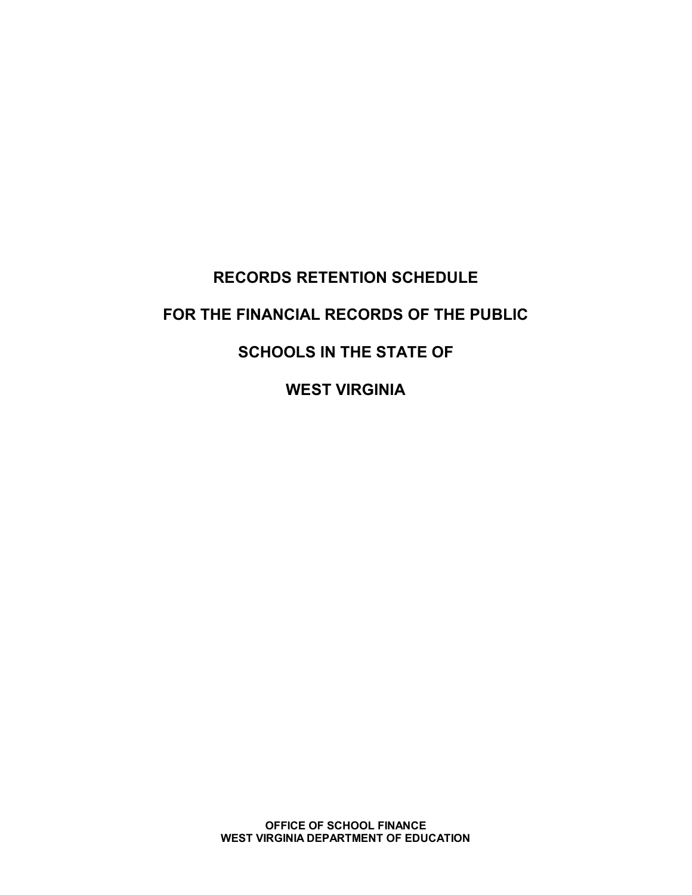# RECORDS RETENTION SCHEDULE

# FOR THE FINANCIAL RECORDS OF THE PUBLIC

# SCHOOLS IN THE STATE OF

# WEST VIRGINIA

**OFFICE OF SCHOOL FINANCE**
**WEST VIRGINIA DEPARTMENT OF EDUCATION**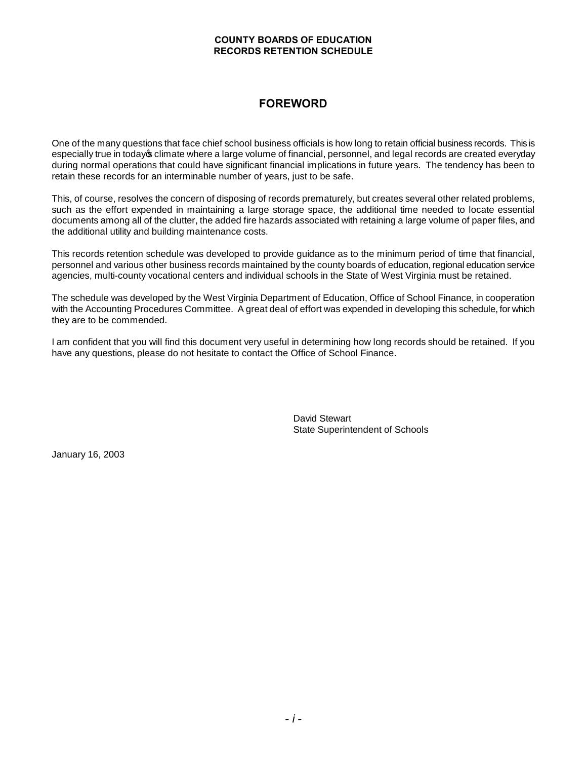# COUNTY BOARDS OF EDUCATION RECORDS RETENTION SCHEDULE

## FOREWORD

One of the many questions that face chief school business officials is how long to retain official business records. This is especially true in today's climate where a large volume of financial, personnel, and legal records are created everyday during normal operations that could have significant financial implications in future years. The tendency has been to retain these records for an interminable number of years, just to be safe.

This, of course, resolves the concern of disposing of records prematurely, but creates several other related problems, such as the effort expended in maintaining a large storage space, the additional time needed to locate essential documents among all of the clutter, the added fire hazards associated with retaining a large volume of paper files, and the additional utility and building maintenance costs.

This records retention schedule was developed to provide guidance as to the minimum period of time that financial, personnel and various other business records maintained by the county boards of education, regional education service agencies, multi-county vocational centers and individual schools in the State of West Virginia must be retained.

The schedule was developed by the West Virginia Department of Education, Office of School Finance, in cooperation with the Accounting Procedures Committee. A great deal of effort was expended in developing this schedule, for which they are to be commended.

I am confident that you will find this document very useful in determining how long records should be retained. If you have any questions, please do not hesitate to contact the Office of School Finance.

David Stewart
State Superintendent of Schools

January 16, 2003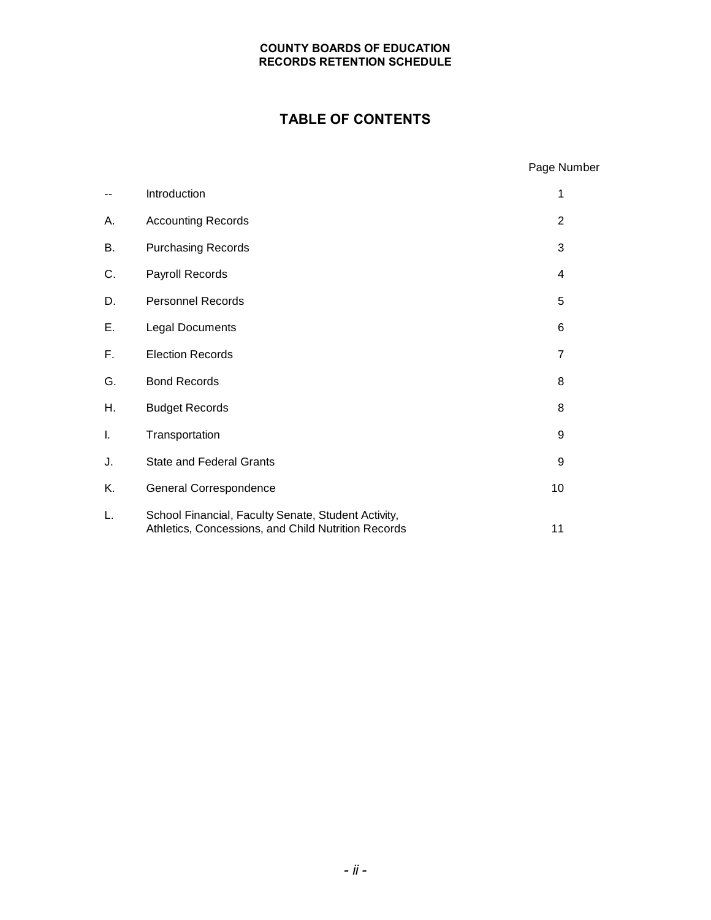**COUNTY BOARDS OF EDUCATION**
**RECORDS RETENTION SCHEDULE**

# TABLE OF CONTENTS

| | | Page Number |
|---|---|---|
| -- | Introduction | 1 |
| A. | Accounting Records | 2 |
| B. | Purchasing Records | 3 |
| C. | Payroll Records | 4 |
| D. | Personnel Records | 5 |
| E. | Legal Documents | 6 |
| F. | Election Records | 7 |
| G. | Bond Records | 8 |
| H. | Budget Records | 8 |
| I. | Transportation | 9 |
| J. | State and Federal Grants | 9 |
| K. | General Correspondence | 10 |
| L. | School Financial, Faculty Senate, Student Activity, Athletics, Concessions, and Child Nutrition Records | 11 |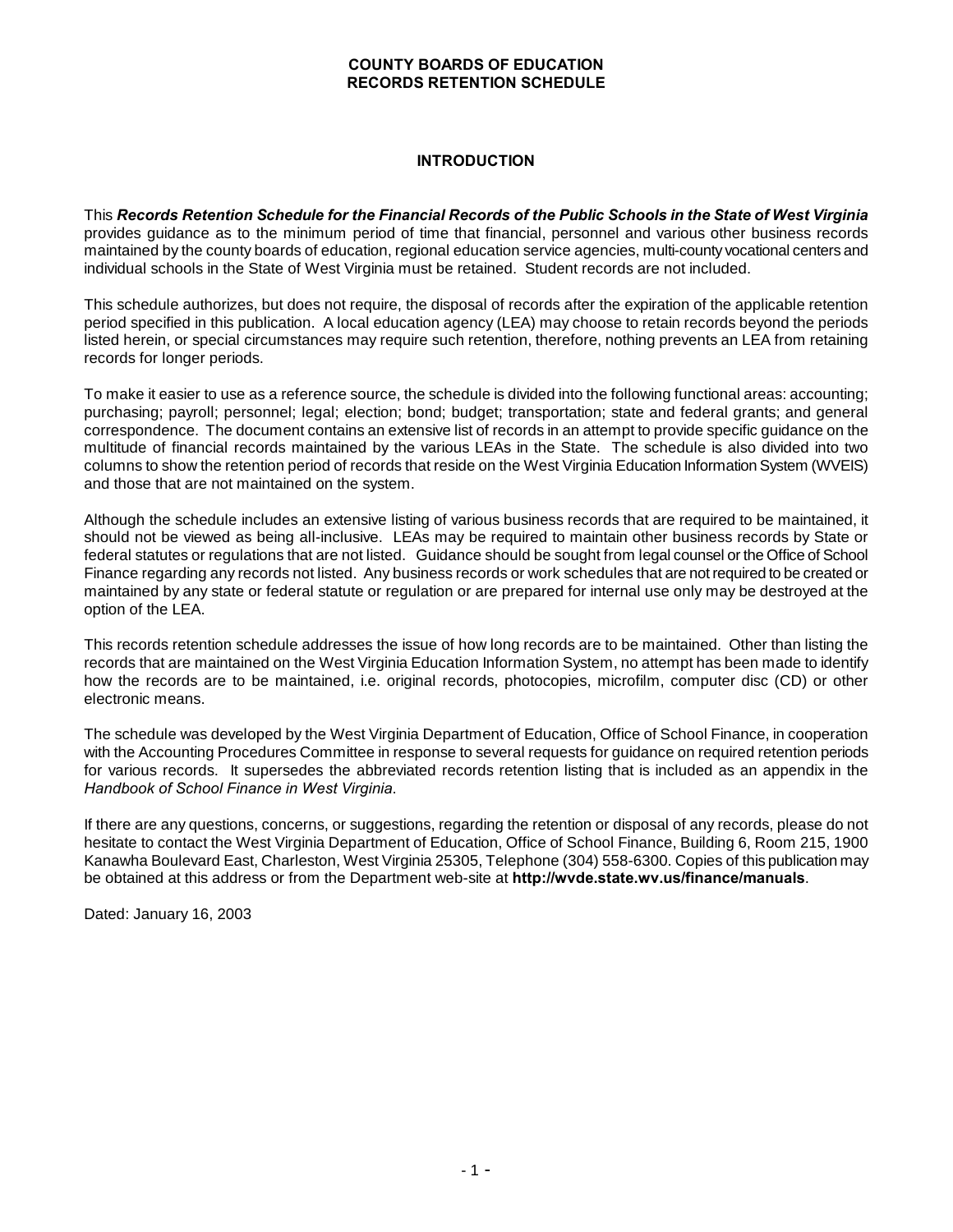# COUNTY BOARDS OF EDUCATION
# RECORDS RETENTION SCHEDULE

## INTRODUCTION

This ***Records Retention Schedule for the Financial Records of the Public Schools in the State of West Virginia*** provides guidance as to the minimum period of time that financial, personnel and various other business records maintained by the county boards of education, regional education service agencies, multi-county vocational centers and individual schools in the State of West Virginia must be retained. Student records are not included.

This schedule authorizes, but does not require, the disposal of records after the expiration of the applicable retention period specified in this publication. A local education agency (LEA) may choose to retain records beyond the periods listed herein, or special circumstances may require such retention, therefore, nothing prevents an LEA from retaining records for longer periods.

To make it easier to use as a reference source, the schedule is divided into the following functional areas: accounting; purchasing; payroll; personnel; legal; election; bond; budget; transportation; state and federal grants; and general correspondence. The document contains an extensive list of records in an attempt to provide specific guidance on the multitude of financial records maintained by the various LEAs in the State. The schedule is also divided into two columns to show the retention period of records that reside on the West Virginia Education Information System (WVEIS) and those that are not maintained on the system.

Although the schedule includes an extensive listing of various business records that are required to be maintained, it should not be viewed as being all-inclusive. LEAs may be required to maintain other business records by State or federal statutes or regulations that are not listed. Guidance should be sought from legal counsel or the Office of School Finance regarding any records not listed. Any business records or work schedules that are not required to be created or maintained by any state or federal statute or regulation or are prepared for internal use only may be destroyed at the option of the LEA.

This records retention schedule addresses the issue of how long records are to be maintained. Other than listing the records that are maintained on the West Virginia Education Information System, no attempt has been made to identify how the records are to be maintained, i.e. original records, photocopies, microfilm, computer disc (CD) or other electronic means.

The schedule was developed by the West Virginia Department of Education, Office of School Finance, in cooperation with the Accounting Procedures Committee in response to several requests for guidance on required retention periods for various records. It supersedes the abbreviated records retention listing that is included as an appendix in the *Handbook of School Finance in West Virginia*.

If there are any questions, concerns, or suggestions, regarding the retention or disposal of any records, please do not hesitate to contact the West Virginia Department of Education, Office of School Finance, Building 6, Room 215, 1900 Kanawha Boulevard East, Charleston, West Virginia 25305, Telephone (304) 558-6300. Copies of this publication may be obtained at this address or from the Department web-site at **http://wvde.state.wv.us/finance/manuals**.

Dated: January 16, 2003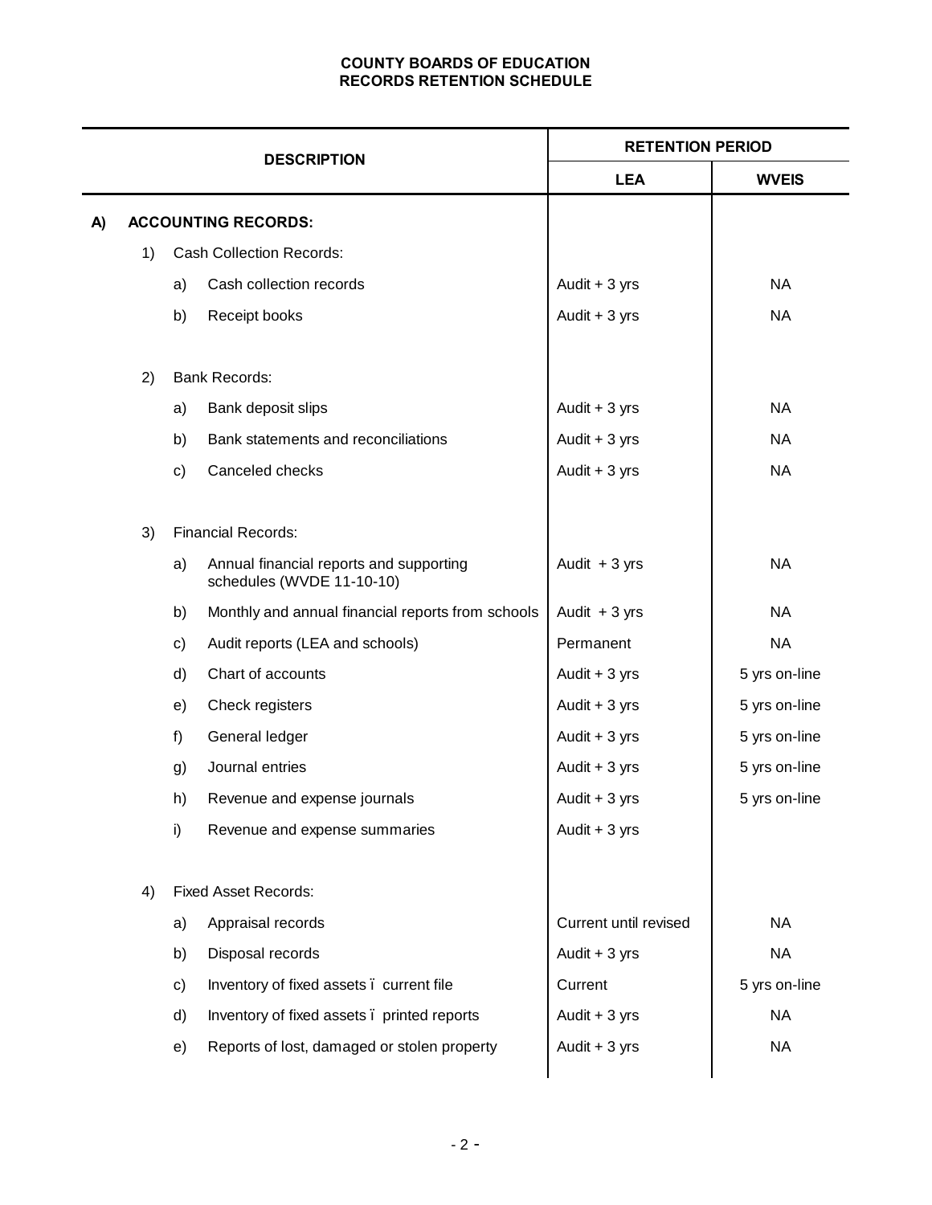**COUNTY BOARDS OF EDUCATION**
**RECORDS RETENTION SCHEDULE**

| DESCRIPTION | RETENTION PERIOD | |
|---|---|---|
| | **LEA** | **WVEIS** |
| **A) ACCOUNTING RECORDS:** | | |
| 1) Cash Collection Records: | | |
| a) Cash collection records | Audit + 3 yrs | NA |
| b) Receipt books | Audit + 3 yrs | NA |
| 2) Bank Records: | | |
| a) Bank deposit slips | Audit + 3 yrs | NA |
| b) Bank statements and reconciliations | Audit + 3 yrs | NA |
| c) Canceled checks | Audit + 3 yrs | NA |
| 3) Financial Records: | | |
| a) Annual financial reports and supporting schedules (WVDE 11-10-10) | Audit + 3 yrs | NA |
| b) Monthly and annual financial reports from schools | Audit + 3 yrs | NA |
| c) Audit reports (LEA and schools) | Permanent | NA |
| d) Chart of accounts | Audit + 3 yrs | 5 yrs on-line |
| e) Check registers | Audit + 3 yrs | 5 yrs on-line |
| f) General ledger | Audit + 3 yrs | 5 yrs on-line |
| g) Journal entries | Audit + 3 yrs | 5 yrs on-line |
| h) Revenue and expense journals | Audit + 3 yrs | 5 yrs on-line |
| i) Revenue and expense summaries | Audit + 3 yrs | |
| 4) Fixed Asset Records: | | |
| a) Appraisal records | Current until revised | NA |
| b) Disposal records | Audit + 3 yrs | NA |
| c) Inventory of fixed assets – current file | Current | 5 yrs on-line |
| d) Inventory of fixed assets – printed reports | Audit + 3 yrs | NA |
| e) Reports of lost, damaged or stolen property | Audit + 3 yrs | NA |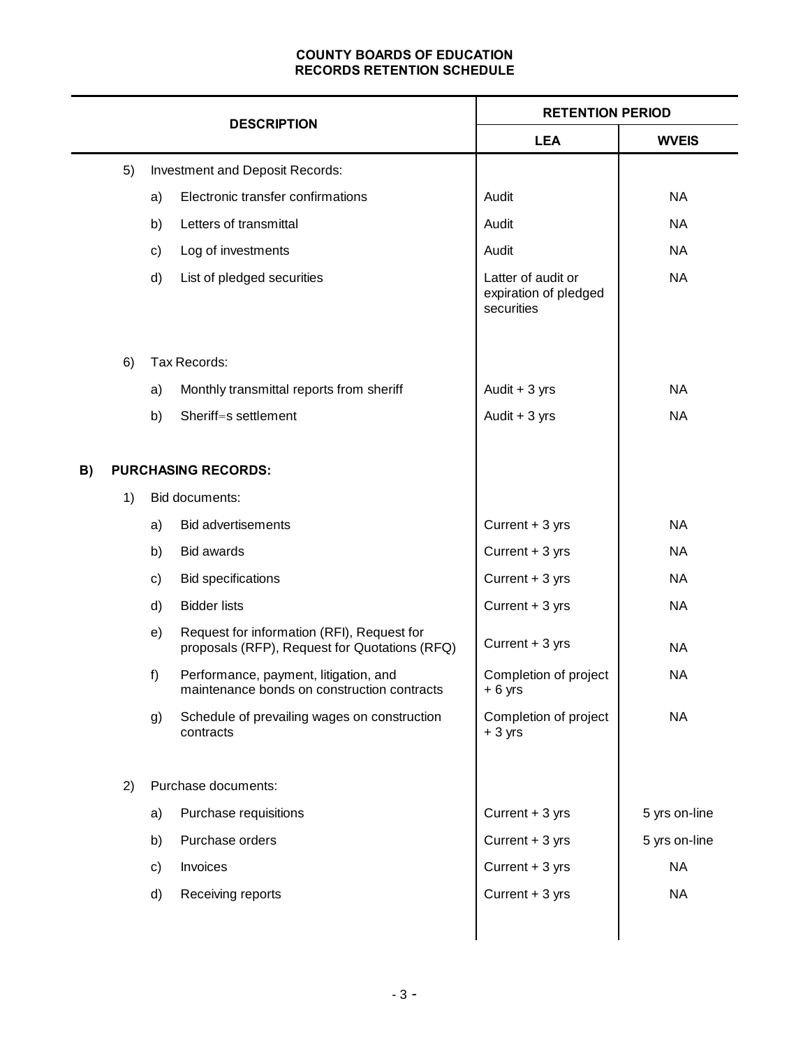**COUNTY BOARDS OF EDUCATION**
**RECORDS RETENTION SCHEDULE**

| DESCRIPTION | RETENTION PERIOD | |
|---|---|---|
| | **LEA** | **WVEIS** |
| 5) Investment and Deposit Records: | | |
| a) Electronic transfer confirmations | Audit | NA |
| b) Letters of transmittal | Audit | NA |
| c) Log of investments | Audit | NA |
| d) List of pledged securities | Latter of audit or expiration of pledged securities | NA |
| 6) Tax Records: | | |
| a) Monthly transmittal reports from sheriff | Audit + 3 yrs | NA |
| b) Sheriff=s settlement | Audit + 3 yrs | NA |
| **B) PURCHASING RECORDS:** | | |
| 1) Bid documents: | | |
| a) Bid advertisements | Current + 3 yrs | NA |
| b) Bid awards | Current + 3 yrs | NA |
| c) Bid specifications | Current + 3 yrs | NA |
| d) Bidder lists | Current + 3 yrs | NA |
| e) Request for information (RFI), Request for proposals (RFP), Request for Quotations (RFQ) | Current + 3 yrs | NA |
| f) Performance, payment, litigation, and maintenance bonds on construction contracts | Completion of project + 6 yrs | NA |
| g) Schedule of prevailing wages on construction contracts | Completion of project + 3 yrs | NA |
| 2) Purchase documents: | | |
| a) Purchase requisitions | Current + 3 yrs | 5 yrs on-line |
| b) Purchase orders | Current + 3 yrs | 5 yrs on-line |
| c) Invoices | Current + 3 yrs | NA |
| d) Receiving reports | Current + 3 yrs | NA |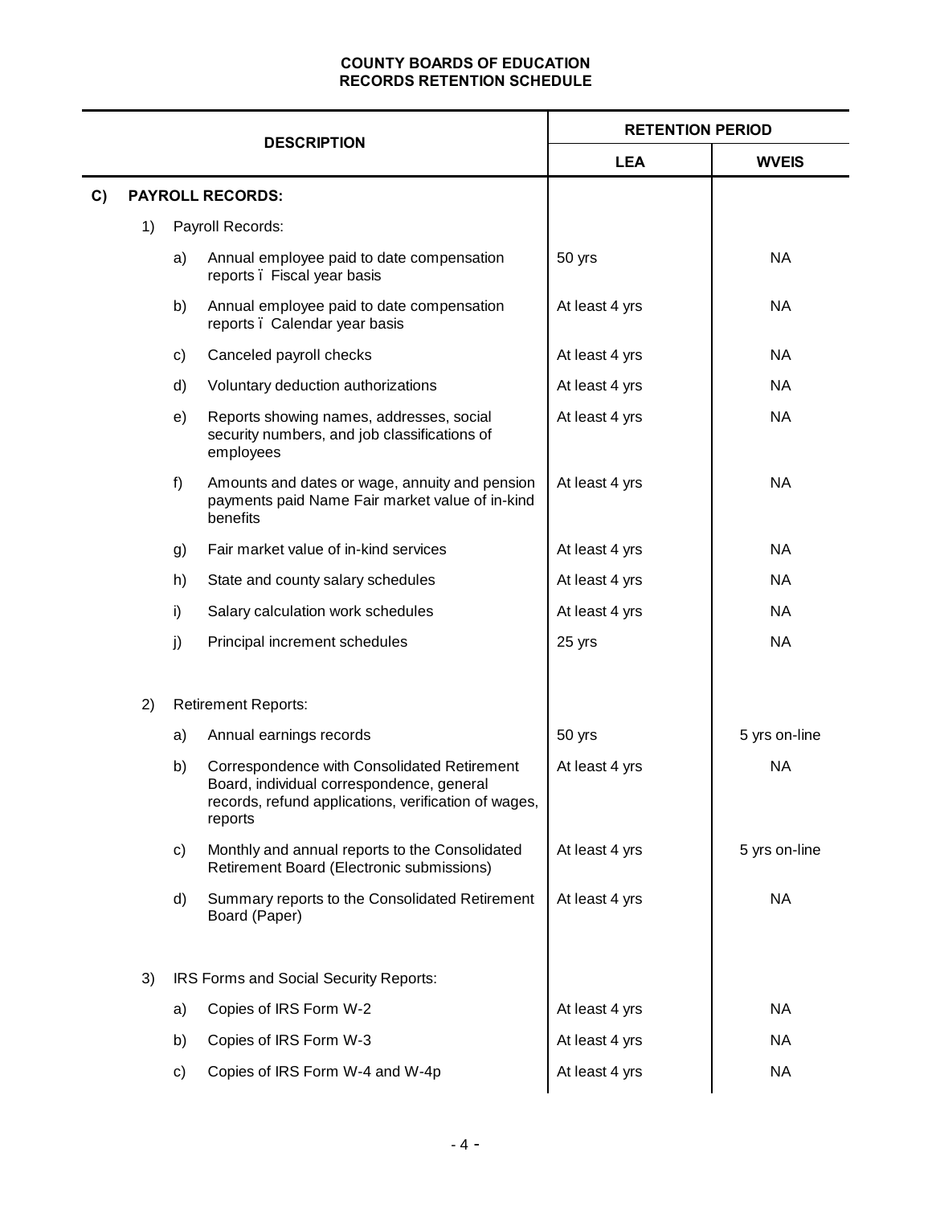# COUNTY BOARDS OF EDUCATION
# RECORDS RETENTION SCHEDULE

| DESCRIPTION | RETENTION PERIOD | |
|---|---|---|
| | **LEA** | **WVEIS** |
| **C) PAYROLL RECORDS:** | | |
| 1) Payroll Records: | | |
| a) Annual employee paid to date compensation reports ï Fiscal year basis | 50 yrs | NA |
| b) Annual employee paid to date compensation reports ï Calendar year basis | At least 4 yrs | NA |
| c) Canceled payroll checks | At least 4 yrs | NA |
| d) Voluntary deduction authorizations | At least 4 yrs | NA |
| e) Reports showing names, addresses, social security numbers, and job classifications of employees | At least 4 yrs | NA |
| f) Amounts and dates or wage, annuity and pension payments paid Name Fair market value of in-kind benefits | At least 4 yrs | NA |
| g) Fair market value of in-kind services | At least 4 yrs | NA |
| h) State and county salary schedules | At least 4 yrs | NA |
| i) Salary calculation work schedules | At least 4 yrs | NA |
| j) Principal increment schedules | 25 yrs | NA |
| 2) Retirement Reports: | | |
| a) Annual earnings records | 50 yrs | 5 yrs on-line |
| b) Correspondence with Consolidated Retirement Board, individual correspondence, general records, refund applications, verification of wages, reports | At least 4 yrs | NA |
| c) Monthly and annual reports to the Consolidated Retirement Board (Electronic submissions) | At least 4 yrs | 5 yrs on-line |
| d) Summary reports to the Consolidated Retirement Board (Paper) | At least 4 yrs | NA |
| 3) IRS Forms and Social Security Reports: | | |
| a) Copies of IRS Form W-2 | At least 4 yrs | NA |
| b) Copies of IRS Form W-3 | At least 4 yrs | NA |
| c) Copies of IRS Form W-4 and W-4p | At least 4 yrs | NA |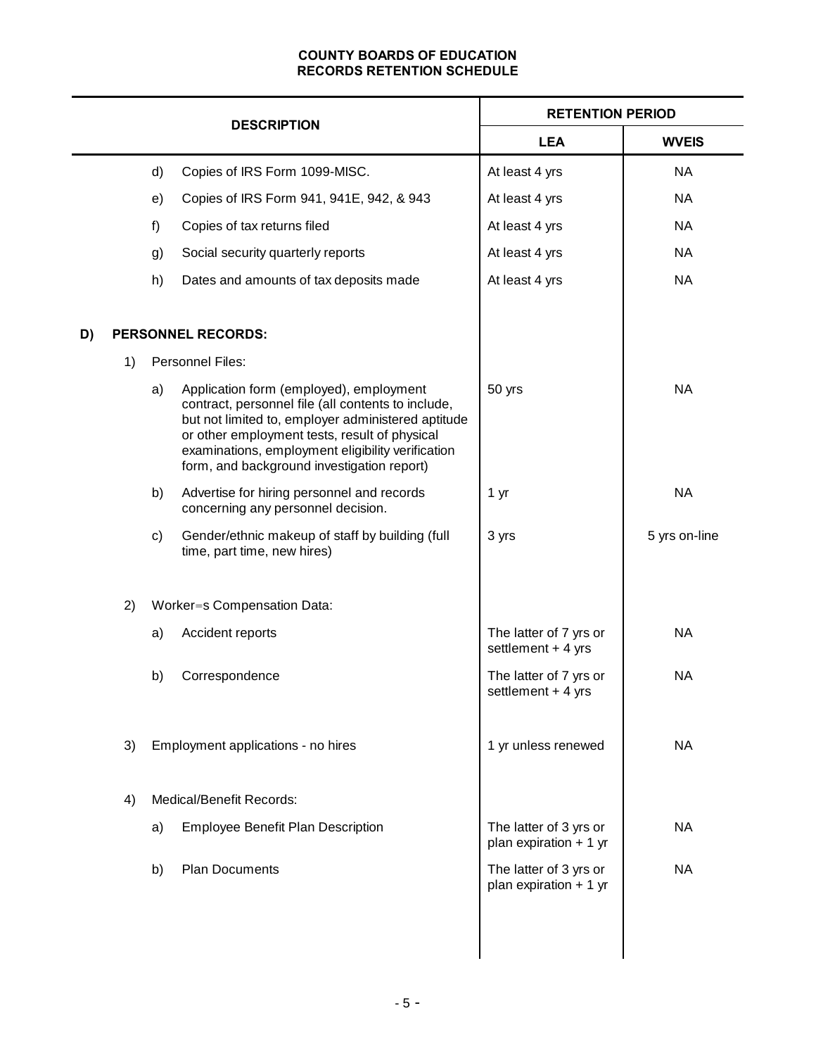**COUNTY BOARDS OF EDUCATION**
**RECORDS RETENTION SCHEDULE**

| DESCRIPTION | | | RETENTION PERIOD | |
|---|---|---|---|---|
| | | | **LEA** | **WVEIS** |
| | d) | Copies of IRS Form 1099-MISC. | At least 4 yrs | NA |
| | e) | Copies of IRS Form 941, 941E, 942, & 943 | At least 4 yrs | NA |
| | f) | Copies of tax returns filed | At least 4 yrs | NA |
| | g) | Social security quarterly reports | At least 4 yrs | NA |
| | h) | Dates and amounts of tax deposits made | At least 4 yrs | NA |
| **D)** | | **PERSONNEL RECORDS:** | | |
| | 1) | Personnel Files: | | |
| | a) | Application form (employed), employment contract, personnel file (all contents to include, but not limited to, employer administered aptitude or other employment tests, result of physical examinations, employment eligibility verification form, and background investigation report) | 50 yrs | NA |
| | b) | Advertise for hiring personnel and records concerning any personnel decision. | 1 yr | NA |
| | c) | Gender/ethnic makeup of staff by building (full time, part time, new hires) | 3 yrs | 5 yrs on-line |
| | 2) | Worker=s Compensation Data: | | |
| | a) | Accident reports | The latter of 7 yrs or settlement + 4 yrs | NA |
| | b) | Correspondence | The latter of 7 yrs or settlement + 4 yrs | NA |
| | 3) | Employment applications - no hires | 1 yr unless renewed | NA |
| | 4) | Medical/Benefit Records: | | |
| | a) | Employee Benefit Plan Description | The latter of 3 yrs or plan expiration + 1 yr | NA |
| | b) | Plan Documents | The latter of 3 yrs or plan expiration + 1 yr | NA |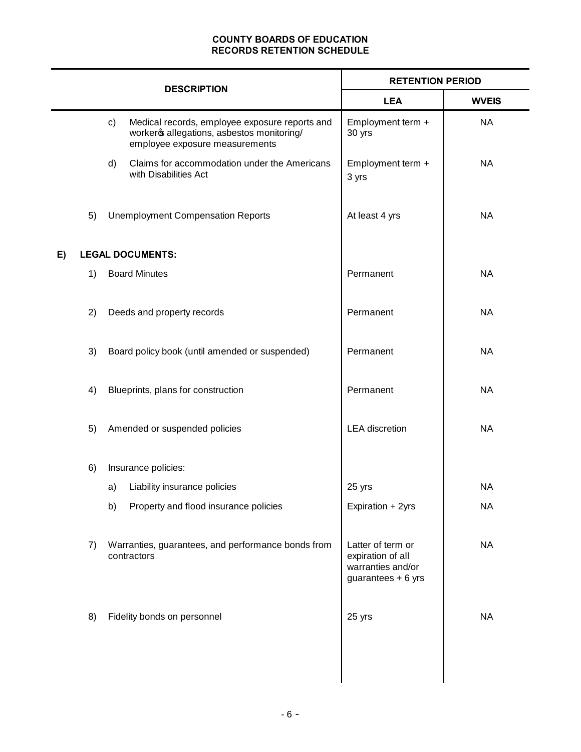**COUNTY BOARDS OF EDUCATION**
**RECORDS RETENTION SCHEDULE**

| DESCRIPTION | RETENTION PERIOD | |
|---|---|---|
| | **LEA** | **WVEIS** |
| c) Medical records, employee exposure reports and worker's allegations, asbestos monitoring/ employee exposure measurements | Employment term + 30 yrs | NA |
| d) Claims for accommodation under the Americans with Disabilities Act | Employment term + 3 yrs | NA |
| 5) Unemployment Compensation Reports | At least 4 yrs | NA |
| **E) LEGAL DOCUMENTS:** | | |
| 1) Board Minutes | Permanent | NA |
| 2) Deeds and property records | Permanent | NA |
| 3) Board policy book (until amended or suspended) | Permanent | NA |
| 4) Blueprints, plans for construction | Permanent | NA |
| 5) Amended or suspended policies | LEA discretion | NA |
| 6) Insurance policies: | | |
| a) Liability insurance policies | 25 yrs | NA |
| b) Property and flood insurance policies | Expiration + 2yrs | NA |
| 7) Warranties, guarantees, and performance bonds from contractors | Latter of term or expiration of all warranties and/or guarantees + 6 yrs | NA |
| 8) Fidelity bonds on personnel | 25 yrs | NA |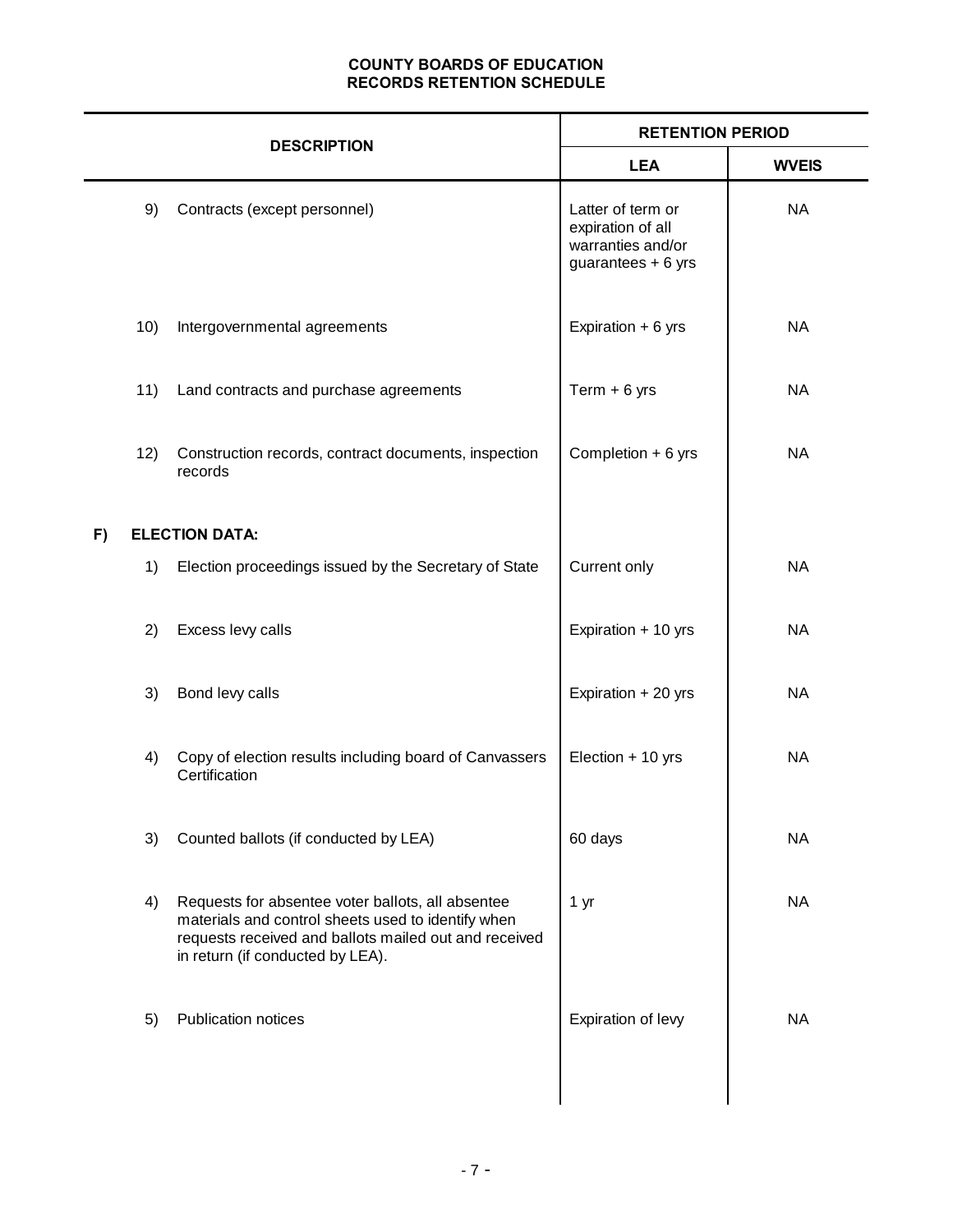**COUNTY BOARDS OF EDUCATION**
**RECORDS RETENTION SCHEDULE**

| DESCRIPTION | | RETENTION PERIOD | |
|---|---|---|---|
| | | **LEA** | **WVEIS** |
| 9) | Contracts (except personnel) | Latter of term or expiration of all warranties and/or guarantees + 6 yrs | NA |
| 10) | Intergovernmental agreements | Expiration + 6 yrs | NA |
| 11) | Land contracts and purchase agreements | Term + 6 yrs | NA |
| 12) | Construction records, contract documents, inspection records | Completion + 6 yrs | NA |
| **F)** | **ELECTION DATA:** | | |
| 1) | Election proceedings issued by the Secretary of State | Current only | NA |
| 2) | Excess levy calls | Expiration + 10 yrs | NA |
| 3) | Bond levy calls | Expiration + 20 yrs | NA |
| 4) | Copy of election results including board of Canvassers Certification | Election + 10 yrs | NA |
| 3) | Counted ballots (if conducted by LEA) | 60 days | NA |
| 4) | Requests for absentee voter ballots, all absentee materials and control sheets used to identify when requests received and ballots mailed out and received in return (if conducted by LEA). | 1 yr | NA |
| 5) | Publication notices | Expiration of levy | NA |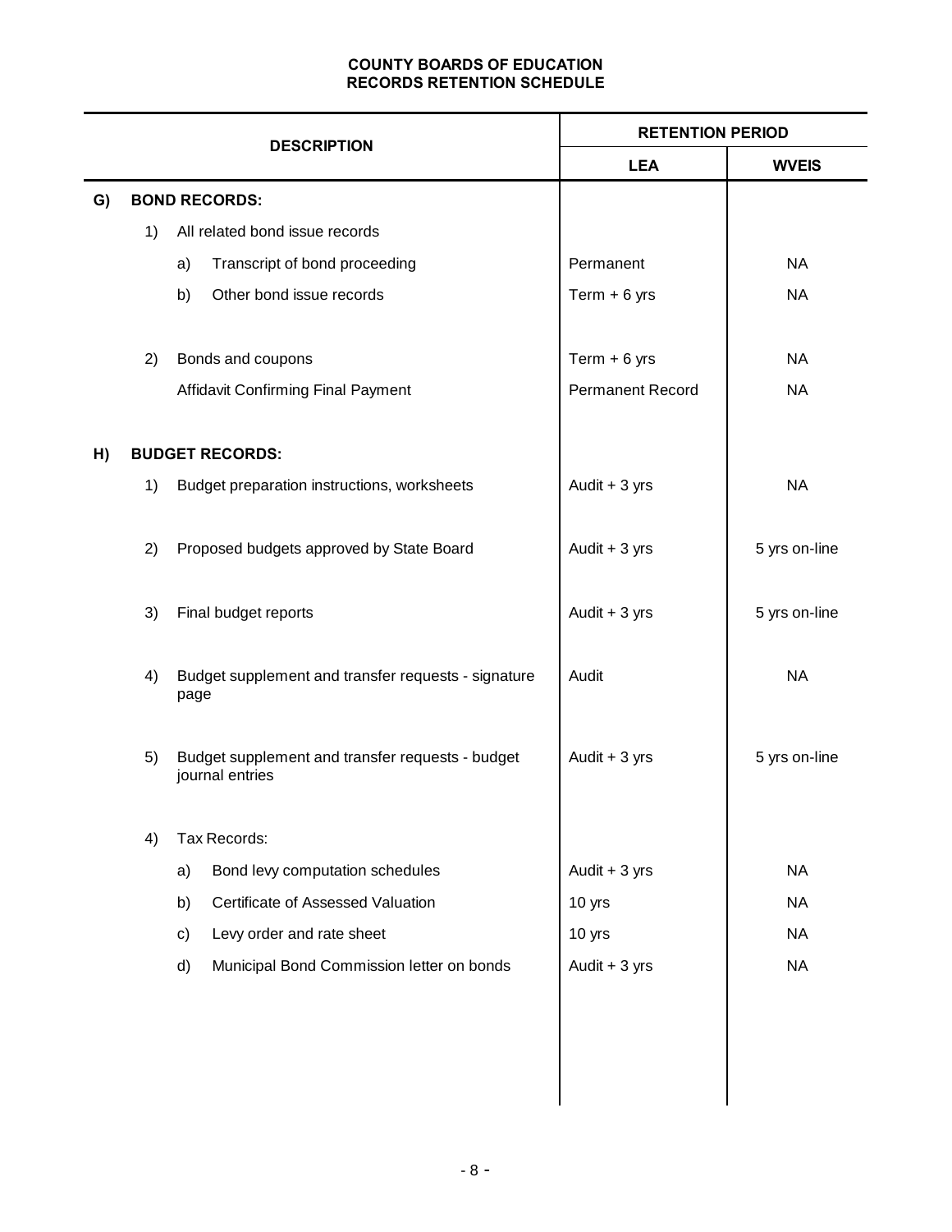# COUNTY BOARDS OF EDUCATION
## RECORDS RETENTION SCHEDULE

| DESCRIPTION | RETENTION PERIOD | |
|---|---|---|
| | **LEA** | **WVEIS** |
| **G) BOND RECORDS:** | | |
| 1) All related bond issue records | | |
| a) Transcript of bond proceeding | Permanent | NA |
| b) Other bond issue records | Term + 6 yrs | NA |
| 2) Bonds and coupons | Term + 6 yrs | NA |
| Affidavit Confirming Final Payment | Permanent Record | NA |
| **H) BUDGET RECORDS:** | | |
| 1) Budget preparation instructions, worksheets | Audit + 3 yrs | NA |
| 2) Proposed budgets approved by State Board | Audit + 3 yrs | 5 yrs on-line |
| 3) Final budget reports | Audit + 3 yrs | 5 yrs on-line |
| 4) Budget supplement and transfer requests - signature page | Audit | NA |
| 5) Budget supplement and transfer requests - budget journal entries | Audit + 3 yrs | 5 yrs on-line |
| 4) Tax Records: | | |
| a) Bond levy computation schedules | Audit + 3 yrs | NA |
| b) Certificate of Assessed Valuation | 10 yrs | NA |
| c) Levy order and rate sheet | 10 yrs | NA |
| d) Municipal Bond Commission letter on bonds | Audit + 3 yrs | NA |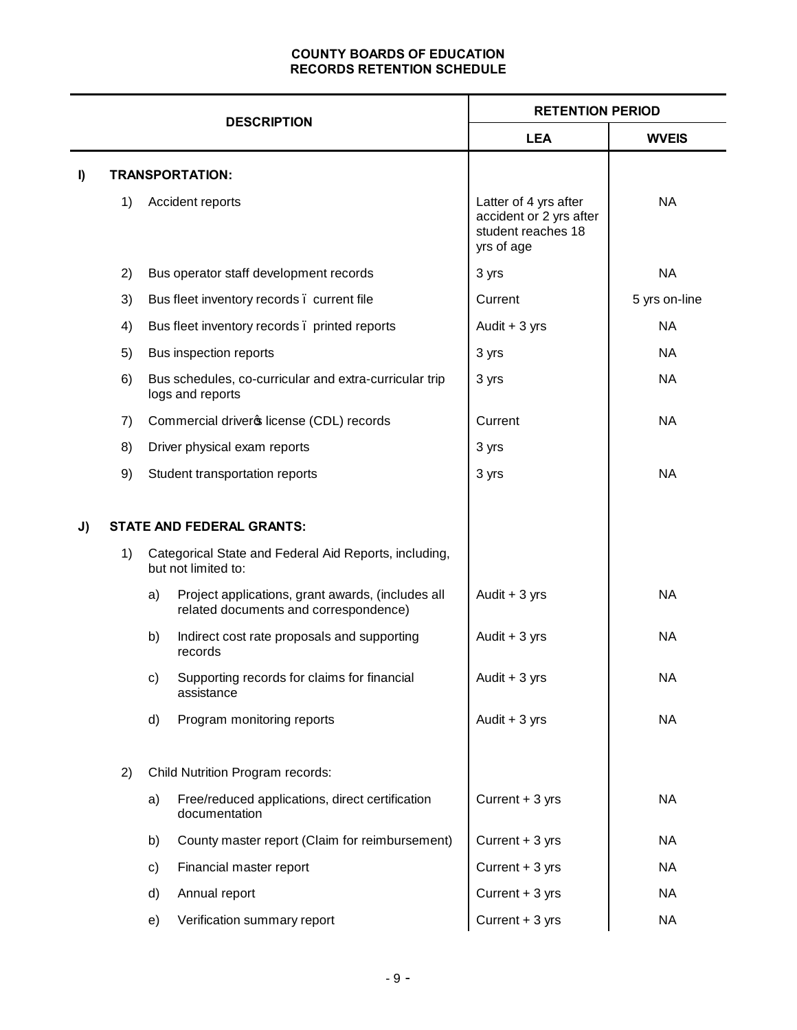**COUNTY BOARDS OF EDUCATION**
**RECORDS RETENTION SCHEDULE**

| DESCRIPTION | | | | RETENTION PERIOD | |
|---|---|---|---|---|---|
| | | | | **LEA** | **WVEIS** |
| **I)** | **TRANSPORTATION:** | | | | |
| | 1) | Accident reports | | Latter of 4 yrs after accident or 2 yrs after student reaches 18 yrs of age | NA |
| | 2) | Bus operator staff development records | | 3 yrs | NA |
| | 3) | Bus fleet inventory records – current file | | Current | 5 yrs on-line |
| | 4) | Bus fleet inventory records – printed reports | | Audit + 3 yrs | NA |
| | 5) | Bus inspection reports | | 3 yrs | NA |
| | 6) | Bus schedules, co-curricular and extra-curricular trip logs and reports | | 3 yrs | NA |
| | 7) | Commercial driver's license (CDL) records | | Current | NA |
| | 8) | Driver physical exam reports | | 3 yrs | |
| | 9) | Student transportation reports | | 3 yrs | NA |
| **J)** | **STATE AND FEDERAL GRANTS:** | | | | |
| | 1) | Categorical State and Federal Aid Reports, including, but not limited to: | | | |
| | | a) | Project applications, grant awards, (includes all related documents and correspondence) | Audit + 3 yrs | NA |
| | | b) | Indirect cost rate proposals and supporting records | Audit + 3 yrs | NA |
| | | c) | Supporting records for claims for financial assistance | Audit + 3 yrs | NA |
| | | d) | Program monitoring reports | Audit + 3 yrs | NA |
| | 2) | Child Nutrition Program records: | | | |
| | | a) | Free/reduced applications, direct certification documentation | Current + 3 yrs | NA |
| | | b) | County master report (Claim for reimbursement) | Current + 3 yrs | NA |
| | | c) | Financial master report | Current + 3 yrs | NA |
| | | d) | Annual report | Current + 3 yrs | NA |
| | | e) | Verification summary report | Current + 3 yrs | NA |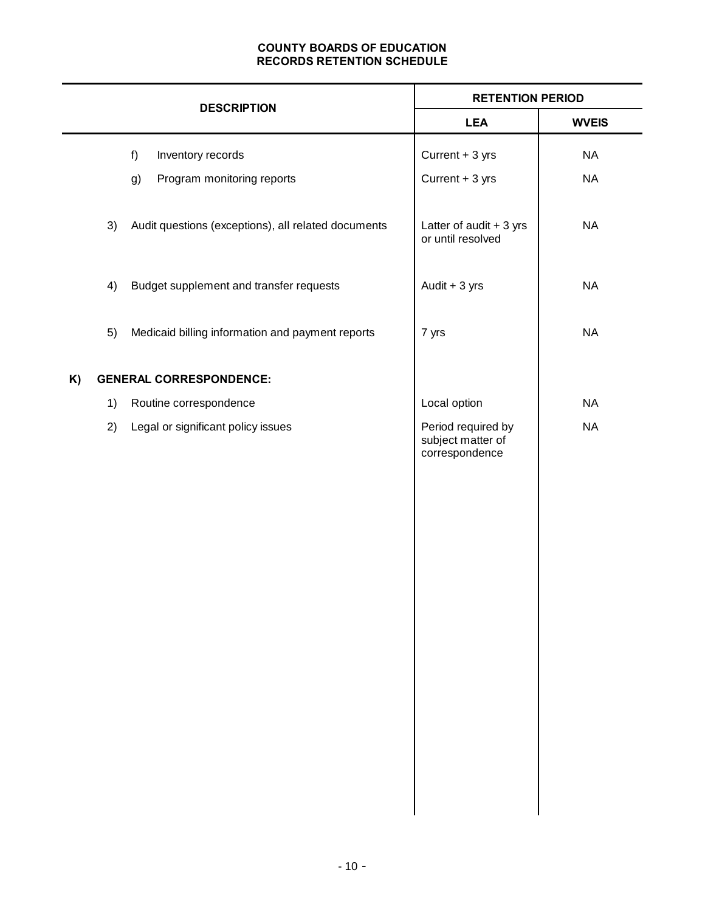**COUNTY BOARDS OF EDUCATION**
**RECORDS RETENTION SCHEDULE**

| DESCRIPTION | RETENTION PERIOD | |
|---|---|---|
| | **LEA** | **WVEIS** |
| f) Inventory records | Current + 3 yrs | NA |
| g) Program monitoring reports | Current + 3 yrs | NA |
| 3) Audit questions (exceptions), all related documents | Latter of audit + 3 yrs or until resolved | NA |
| 4) Budget supplement and transfer requests | Audit + 3 yrs | NA |
| 5) Medicaid billing information and payment reports | 7 yrs | NA |
| **K) GENERAL CORRESPONDENCE:** | | |
| 1) Routine correspondence | Local option | NA |
| 2) Legal or significant policy issues | Period required by subject matter of correspondence | NA |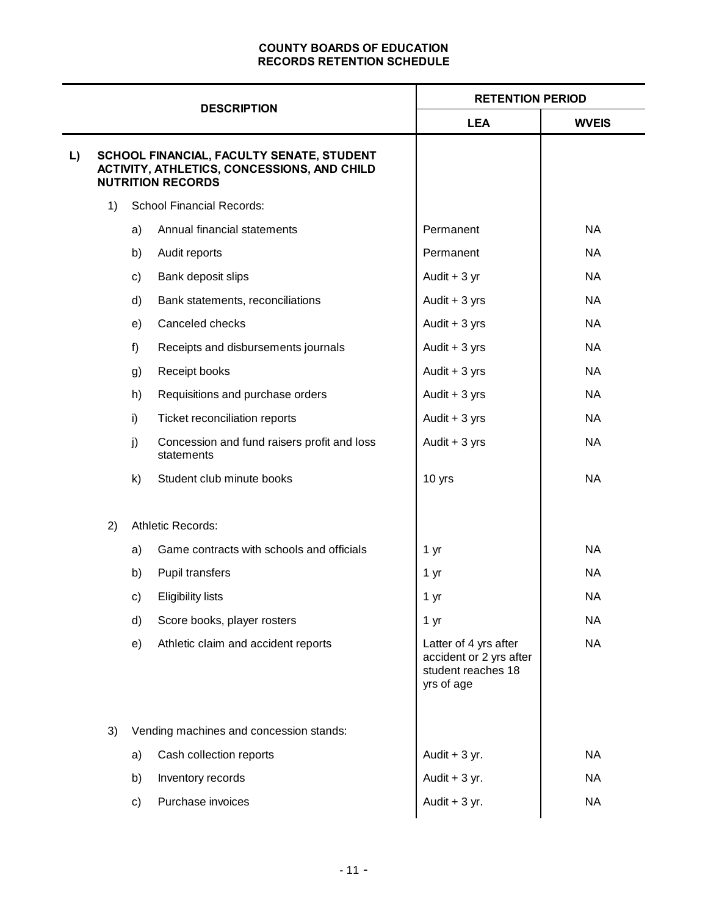# COUNTY BOARDS OF EDUCATION
## RECORDS RETENTION SCHEDULE

| DESCRIPTION | RETENTION PERIOD | |
|---|---|---|
| | **LEA** | **WVEIS** |
| **L) SCHOOL FINANCIAL, FACULTY SENATE, STUDENT ACTIVITY, ATHLETICS, CONCESSIONS, AND CHILD NUTRITION RECORDS** | | |
| 1) School Financial Records: | | |
| a) Annual financial statements | Permanent | NA |
| b) Audit reports | Permanent | NA |
| c) Bank deposit slips | Audit + 3 yr | NA |
| d) Bank statements, reconciliations | Audit + 3 yrs | NA |
| e) Canceled checks | Audit + 3 yrs | NA |
| f) Receipts and disbursements journals | Audit + 3 yrs | NA |
| g) Receipt books | Audit + 3 yrs | NA |
| h) Requisitions and purchase orders | Audit + 3 yrs | NA |
| i) Ticket reconciliation reports | Audit + 3 yrs | NA |
| j) Concession and fund raisers profit and loss statements | Audit + 3 yrs | NA |
| k) Student club minute books | 10 yrs | NA |
| 2) Athletic Records: | | |
| a) Game contracts with schools and officials | 1 yr | NA |
| b) Pupil transfers | 1 yr | NA |
| c) Eligibility lists | 1 yr | NA |
| d) Score books, player rosters | 1 yr | NA |
| e) Athletic claim and accident reports | Latter of 4 yrs after accident or 2 yrs after student reaches 18 yrs of age | NA |
| 3) Vending machines and concession stands: | | |
| a) Cash collection reports | Audit + 3 yr. | NA |
| b) Inventory records | Audit + 3 yr. | NA |
| c) Purchase invoices | Audit + 3 yr. | NA |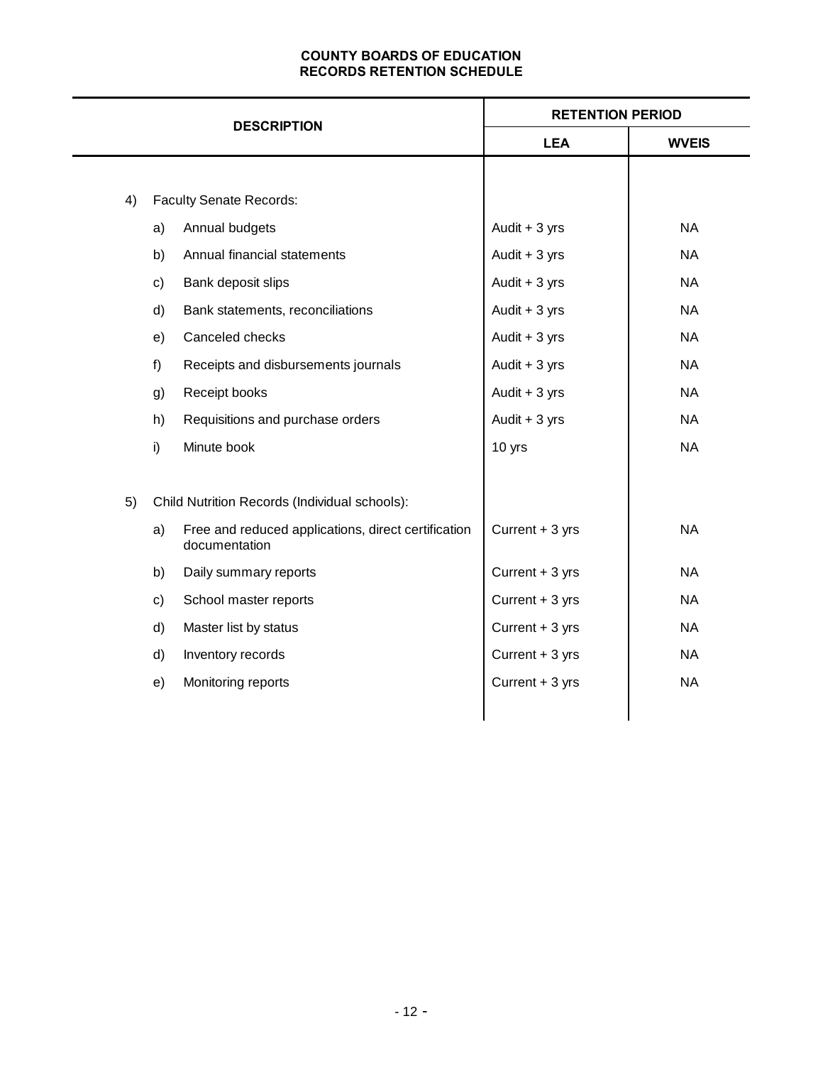**COUNTY BOARDS OF EDUCATION**
**RECORDS RETENTION SCHEDULE**

| DESCRIPTION | | | RETENTION PERIOD | |
|---|---|---|---|---|
| | | | **LEA** | **WVEIS** |
| 4) | Faculty Senate Records: | | | |
| | a) | Annual budgets | Audit + 3 yrs | NA |
| | b) | Annual financial statements | Audit + 3 yrs | NA |
| | c) | Bank deposit slips | Audit + 3 yrs | NA |
| | d) | Bank statements, reconciliations | Audit + 3 yrs | NA |
| | e) | Canceled checks | Audit + 3 yrs | NA |
| | f) | Receipts and disbursements journals | Audit + 3 yrs | NA |
| | g) | Receipt books | Audit + 3 yrs | NA |
| | h) | Requisitions and purchase orders | Audit + 3 yrs | NA |
| | i) | Minute book | 10 yrs | NA |
| 5) | Child Nutrition Records (Individual schools): | | | |
| | a) | Free and reduced applications, direct certification documentation | Current + 3 yrs | NA |
| | b) | Daily summary reports | Current + 3 yrs | NA |
| | c) | School master reports | Current + 3 yrs | NA |
| | d) | Master list by status | Current + 3 yrs | NA |
| | d) | Inventory records | Current + 3 yrs | NA |
| | e) | Monitoring reports | Current + 3 yrs | NA |